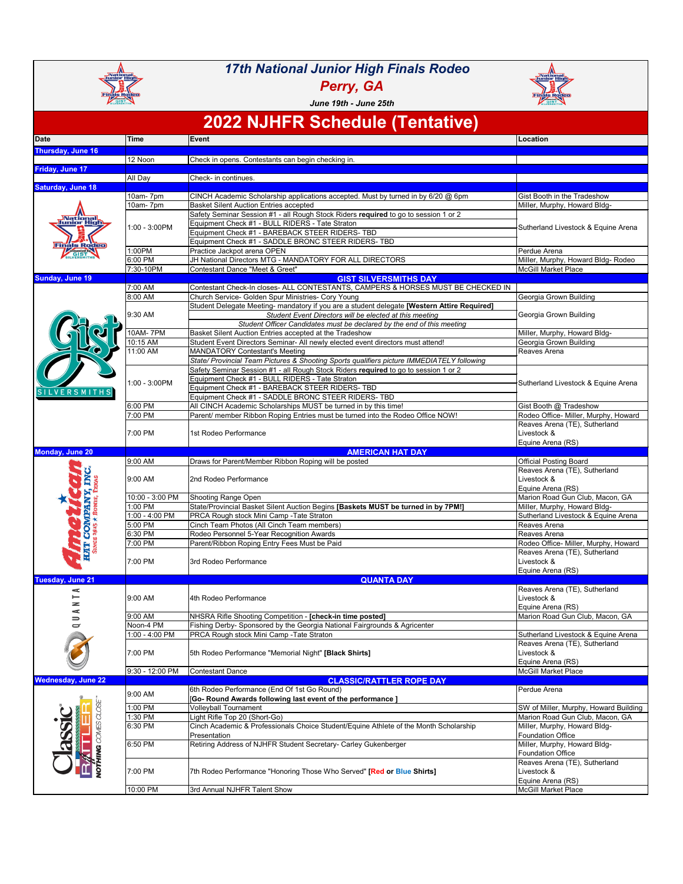# 17th National Junior High Finals Rodeo

## Perry, GA

*June 19th - June 25th*

# 2022 NJHFR Schedule (Tentative)

| Date | Time | Event | Location |
|---|---|---|---|
| **Thursday, June 16** | | | |
| | 12 Noon | Check in opens. Contestants can begin checking in. | |
| **Friday, June 17** | | | |
| | All Day | Check- in continues. | |
| **Saturday, June 18** | | | |
| | 10am- 7pm | CINCH Academic Scholarship applications accepted. Must by turned in by 6/20 @ 6pm | Gist Booth in the Tradeshow |
| | 10am- 7pm | Basket Silent Auction Entries accepted | Miller, Murphy, Howard Bldg- |
| | 1:00 - 3:00PM | Safety Seminar Session #1 - all Rough Stock Riders **required** to go to session 1 or 2<br>Equipment Check #1 - BULL RIDERS - Tate Straton<br>Equipment Check #1 - BAREBACK STEER RIDERS- TBD<br>Equipment Check #1 - SADDLE BRONC STEER RIDERS- TBD | Sutherland Livestock & Equine Arena |
| | 1:00PM | Practice Jackpot arena OPEN | Perdue Arena |
| | 6:00 PM | JH National Directors MTG - MANDATORY FOR ALL DIRECTORS | Miller, Murphy, Howard Bldg- Rodeo |
| | 7:30-10PM | Contestant Dance "Meet & Greet" | McGill Market Place |
| **Sunday, June 19** | | **GIST SILVERSMITHS DAY** | |
| | 7:00 AM | Contestant Check-In closes- ALL CONTESTANTS, CAMPERS & HORSES MUST BE CHECKED IN | |
| | 8:00 AM | Church Service- Golden Spur Ministries- Cory Young | Georgia Grown Building |
| | 9:30 AM | Student Delegate Meeting- mandatory if you are a student delegate **[Western Attire Required]**<br>*Student Event Directors will be elected at this meeting*<br>*Student Officer Candidates must be declared by the end of this meeting* | Georgia Grown Building |
| | 10AM- 7PM | Basket Silent Auction Entries accepted at the Tradeshow | Miller, Murphy, Howard Bldg- |
| | 10:15 AM | Student Event Directors Seminar- All newly elected event directors must attend! | Georgia Grown Building |
| | 11:00 AM | MANDATORY Contestant's Meeting<br>*State/ Provincial Team Pictures & Shooting Sports qualifiers picture IMMEDIATELY following* | Reaves Arena |
| | 1:00 - 3:00PM | Safety Seminar Session #1 - all Rough Stock Riders **required** to go to session 1 or 2<br>Equipment Check #1 - BULL RIDERS - Tate Straton<br>Equipment Check #1 - BAREBACK STEER RIDERS- TBD<br>Equipment Check #1 - SADDLE BRONC STEER RIDERS- TBD | Sutherland Livestock & Equine Arena |
| | 6:00 PM | All CINCH Academic Scholarships MUST be turned in by this time! | Gist Booth @ Tradeshow |
| | 7:00 PM | Parent/ member Ribbon Roping Entries must be turned into the Rodeo Office NOW! | Rodeo Office- Miller, Murphy, Howard |
| | 7:00 PM | 1st Rodeo Performance | Reaves Arena (TE), Sutherland Livestock & Equine Arena (RS) |
| **Monday, June 20** | | **AMERICAN HAT DAY** | |
| | 9:00 AM | Draws for Parent/Member Ribbon Roping will be posted | Official Posting Board |
| | 9:00 AM | 2nd Rodeo Performance | Reaves Arena (TE), Sutherland Livestock & Equine Arena (RS) |
| | 10:00 - 3:00 PM | Shooting Range Open | Marion Road Gun Club, Macon, GA |
| | 1:00 PM | State/Provincial Basket Silent Auction Begins **[Baskets MUST be turned in by 7PM!]** | Miller, Murphy, Howard Bldg- |
| | 1:00 - 4:00 PM | PRCA Rough stock Mini Camp -Tate Straton | Sutherland Livestock & Equine Arena |
| | 5:00 PM | Cinch Team Photos (All Cinch Team members) | Reaves Arena |
| | 6:30 PM | Rodeo Personnel 5-Year Recognition Awards | Reaves Arena |
| | 7:00 PM | Parent/Ribbon Roping Entry Fees Must be Paid | Rodeo Office- Miller, Murphy, Howard |
| | 7:00 PM | 3rd Rodeo Performance | Reaves Arena (TE), Sutherland Livestock & Equine Arena (RS) |
| **Tuesday, June 21** | | **QUANTA DAY** | |
| | 9:00 AM | 4th Rodeo Performance | Reaves Arena (TE), Sutherland Livestock & Equine Arena (RS) |
| | 9:00 AM | NHSRA Rifle Shooting Competition - **[check-in time posted]** | Marion Road Gun Club, Macon, GA |
| | Noon-4 PM | Fishing Derby- Sponsored by the Georgia National Fairgrounds & Agricenter | |
| | 1:00 - 4:00 PM | PRCA Rough stock Mini Camp -Tate Straton | Sutherland Livestock & Equine Arena |
| | 7:00 PM | 5th Rodeo Performance "Memorial Night" **[Black Shirts]** | Reaves Arena (TE), Sutherland Livestock & Equine Arena (RS) |
| | 9:30 - 12:00 PM | Contestant Dance | McGill Market Place |
| **Wednesday, June 22** | | **CLASSIC/RATTLER ROPE DAY** | |
| | 9:00 AM | 6th Rodeo Performance (End Of 1st Go Round)<br>**[Go- Round Awards following last event of the performance ]** | Perdue Arena |
| | 1:00 PM | Volleyball Tournament | SW of Miller, Murphy, Howard Building |
| | 1:30 PM | Light Rifle Top 20 (Short-Go) | Marion Road Gun Club, Macon, GA |
| | 6:30 PM | Cinch Academic & Professionals Choice Student/Equine Athlete of the Month Scholarship Presentation | Miller, Murphy, Howard Bldg- Foundation Office |
| | 6:50 PM | Retiring Address of NJHFR Student Secretary- Carley Gukenberger | Miller, Murphy, Howard Bldg- Foundation Office |
| | 7:00 PM | 7th Rodeo Performance "Honoring Those Who Served" **[Red or Blue Shirts]** | Reaves Arena (TE), Sutherland Livestock & Equine Arena (RS) |
| | 10:00 PM | 3rd Annual NJHFR Talent Show | McGill Market Place |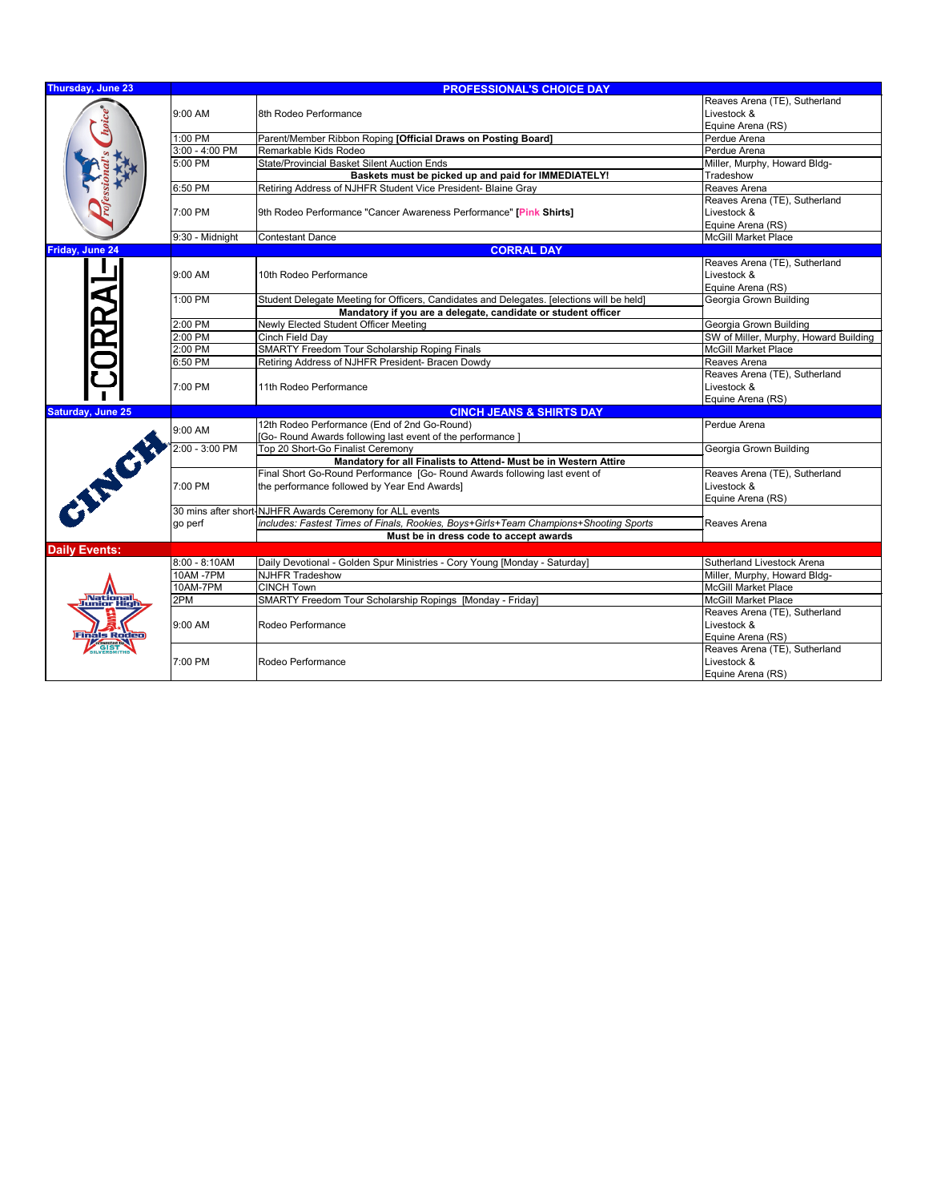| Thursday, June 23 | PROFESSIONAL'S CHOICE DAY | | |
|---|---|---|---|
| | 9:00 AM | 8th Rodeo Performance | Reaves Arena (TE), Sutherland Livestock & Equine Arena (RS) |
| | 1:00 PM | Parent/Member Ribbon Roping **[Official Draws on Posting Board]** | Perdue Arena |
| | 3:00 - 4:00 PM | Remarkable Kids Rodeo | Perdue Arena |
| | 5:00 PM | State/Provincial Basket Silent Auction Ends<br>**Baskets must be picked up and paid for IMMEDIATELY!** | Miller, Murphy, Howard Bldg- Tradeshow |
| | 6:50 PM | Retiring Address of NJHFR Student Vice President- Blaine Gray | Reaves Arena |
| | 7:00 PM | 9th Rodeo Performance "Cancer Awareness Performance" **[Pink Shirts]** | Reaves Arena (TE), Sutherland Livestock & Equine Arena (RS) |
| | 9:30 - Midnight | Contestant Dance | McGill Market Place |
| **Friday, June 24** | **CORRAL DAY** | | |
| | 9:00 AM | 10th Rodeo Performance | Reaves Arena (TE), Sutherland Livestock & Equine Arena (RS) |
| | 1:00 PM | Student Delegate Meeting for Officers, Candidates and Delegates. [elections will be held]<br>**Mandatory if you are a delegate, candidate or student officer** | Georgia Grown Building |
| | 2:00 PM | Newly Elected Student Officer Meeting | Georgia Grown Building |
| | 2:00 PM | Cinch Field Day | SW of Miller, Murphy, Howard Building |
| | 2:00 PM | SMARTY Freedom Tour Scholarship Roping Finals | McGill Market Place |
| | 6:50 PM | Retiring Address of NJHFR President- Bracen Dowdy | Reaves Arena |
| | 7:00 PM | 11th Rodeo Performance | Reaves Arena (TE), Sutherland Livestock & Equine Arena (RS) |
| **Saturday, June 25** | **CINCH JEANS & SHIRTS DAY** | | |
| | 9:00 AM | 12th Rodeo Performance (End of 2nd Go-Round)<br>[Go- Round Awards following last event of the performance ] | Perdue Arena |
| | 2:00 - 3:00 PM | Top 20 Short-Go Finalist Ceremony<br>**Mandatory for all Finalists to Attend- Must be in Western Attire** | Georgia Grown Building |
| | 7:00 PM | Final Short Go-Round Performance [Go- Round Awards following last event of the performance followed by Year End Awards] | Reaves Arena (TE), Sutherland Livestock & Equine Arena (RS) |
| | 30 mins after short go perf | NJHFR Awards Ceremony for ALL events<br>*includes: Fastest Times of Finals, Rookies, Boys+Girls+Team Champions+Shooting Sports*<br>**Must be in dress code to accept awards** | Reaves Arena |
| **Daily Events:** | | | |
| | 8:00 - 8:10AM | Daily Devotional - Golden Spur Ministries - Cory Young [Monday - Saturday] | Sutherland Livestock Arena |
| | 10AM -7PM | NJHFR Tradeshow | Miller, Murphy, Howard Bldg- |
| | 10AM-7PM | CINCH Town | McGill Market Place |
| | 2PM | SMARTY Freedom Tour Scholarship Ropings [Monday - Friday] | McGill Market Place |
| | 9:00 AM | Rodeo Performance | Reaves Arena (TE), Sutherland Livestock & Equine Arena (RS) |
| | 7:00 PM | Rodeo Performance | Reaves Arena (TE), Sutherland Livestock & Equine Arena (RS) |